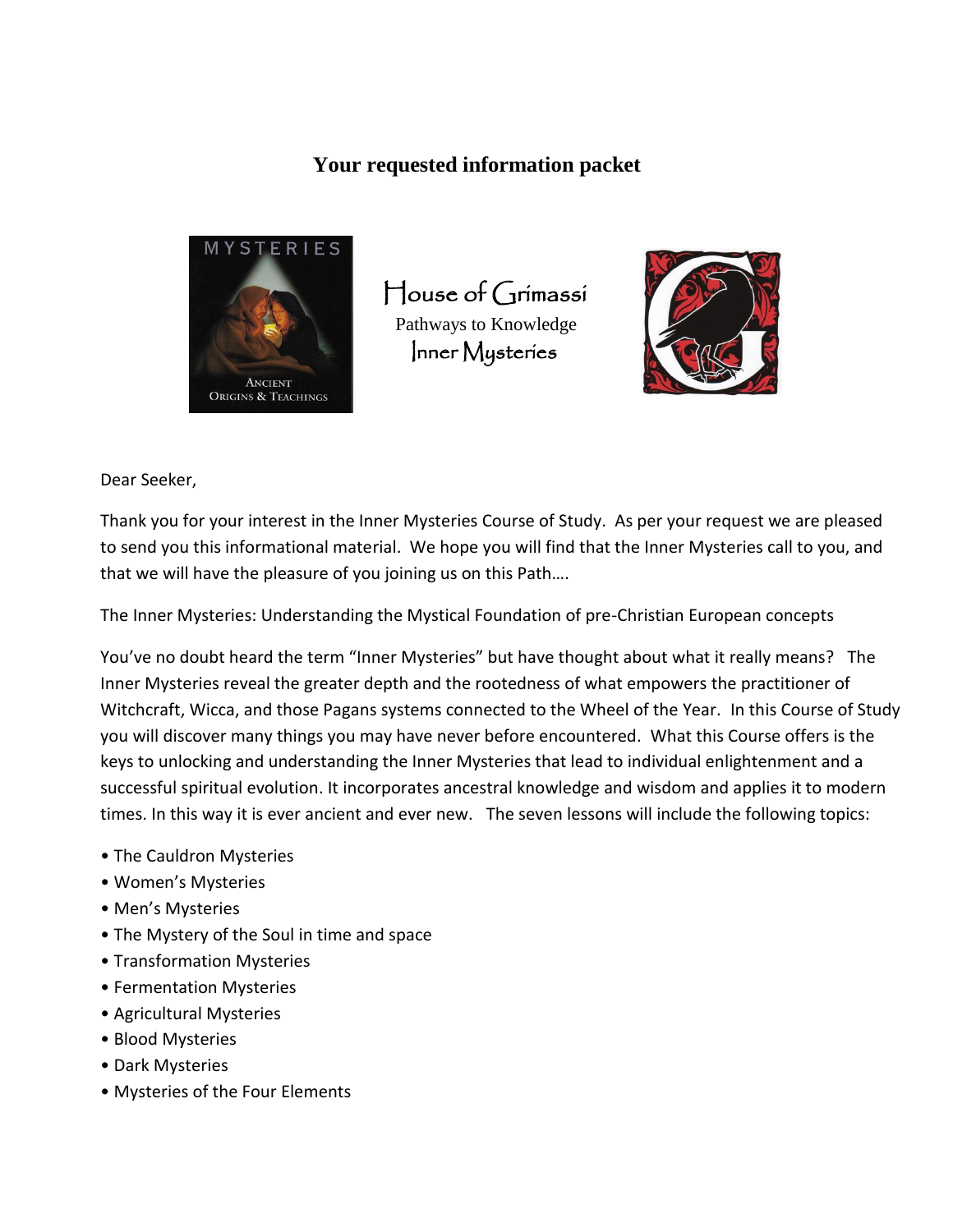# Your requested information packet

MYSTERIES

ANCIENT ORIGINS & TEACHINGS

House of Grimassi
Pathways to Knowledge
Inner Mysteries

Dear Seeker,

Thank you for your interest in the Inner Mysteries Course of Study. As per your request we are pleased to send you this informational material. We hope you will find that the Inner Mysteries call to you, and that we will have the pleasure of you joining us on this Path….

The Inner Mysteries: Understanding the Mystical Foundation of pre-Christian European concepts

You've no doubt heard the term "Inner Mysteries" but have thought about what it really means? The Inner Mysteries reveal the greater depth and the rootedness of what empowers the practitioner of Witchcraft, Wicca, and those Pagans systems connected to the Wheel of the Year. In this Course of Study you will discover many things you may have never before encountered. What this Course offers is the keys to unlocking and understanding the Inner Mysteries that lead to individual enlightenment and a successful spiritual evolution. It incorporates ancestral knowledge and wisdom and applies it to modern times. In this way it is ever ancient and ever new. The seven lessons will include the following topics:

- The Cauldron Mysteries
- Women's Mysteries
- Men's Mysteries
- The Mystery of the Soul in time and space
- Transformation Mysteries
- Fermentation Mysteries
- Agricultural Mysteries
- Blood Mysteries
- Dark Mysteries
- Mysteries of the Four Elements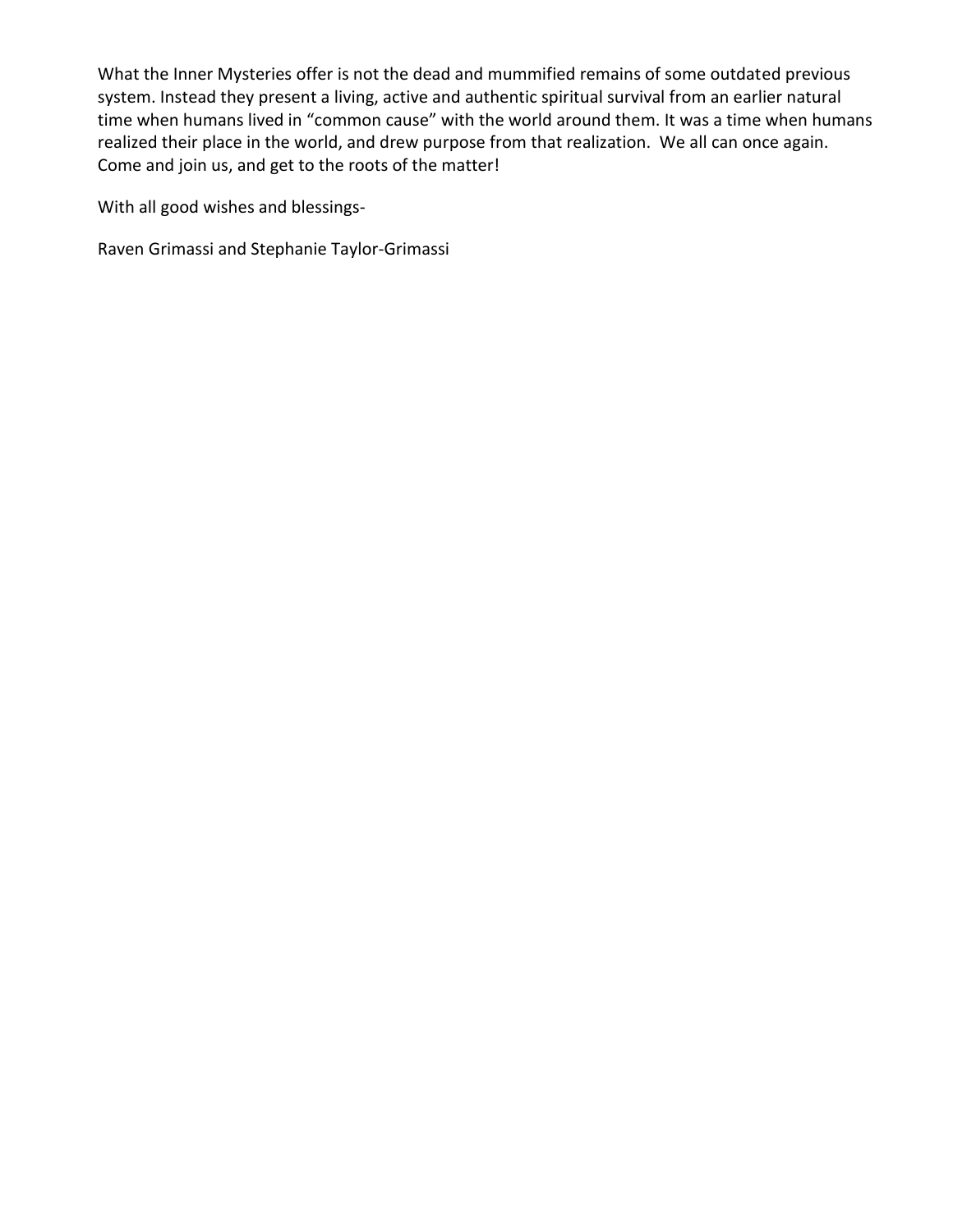What the Inner Mysteries offer is not the dead and mummified remains of some outdated previous system. Instead they present a living, active and authentic spiritual survival from an earlier natural time when humans lived in "common cause" with the world around them. It was a time when humans realized their place in the world, and drew purpose from that realization. We all can once again. Come and join us, and get to the roots of the matter!

With all good wishes and blessings-

Raven Grimassi and Stephanie Taylor-Grimassi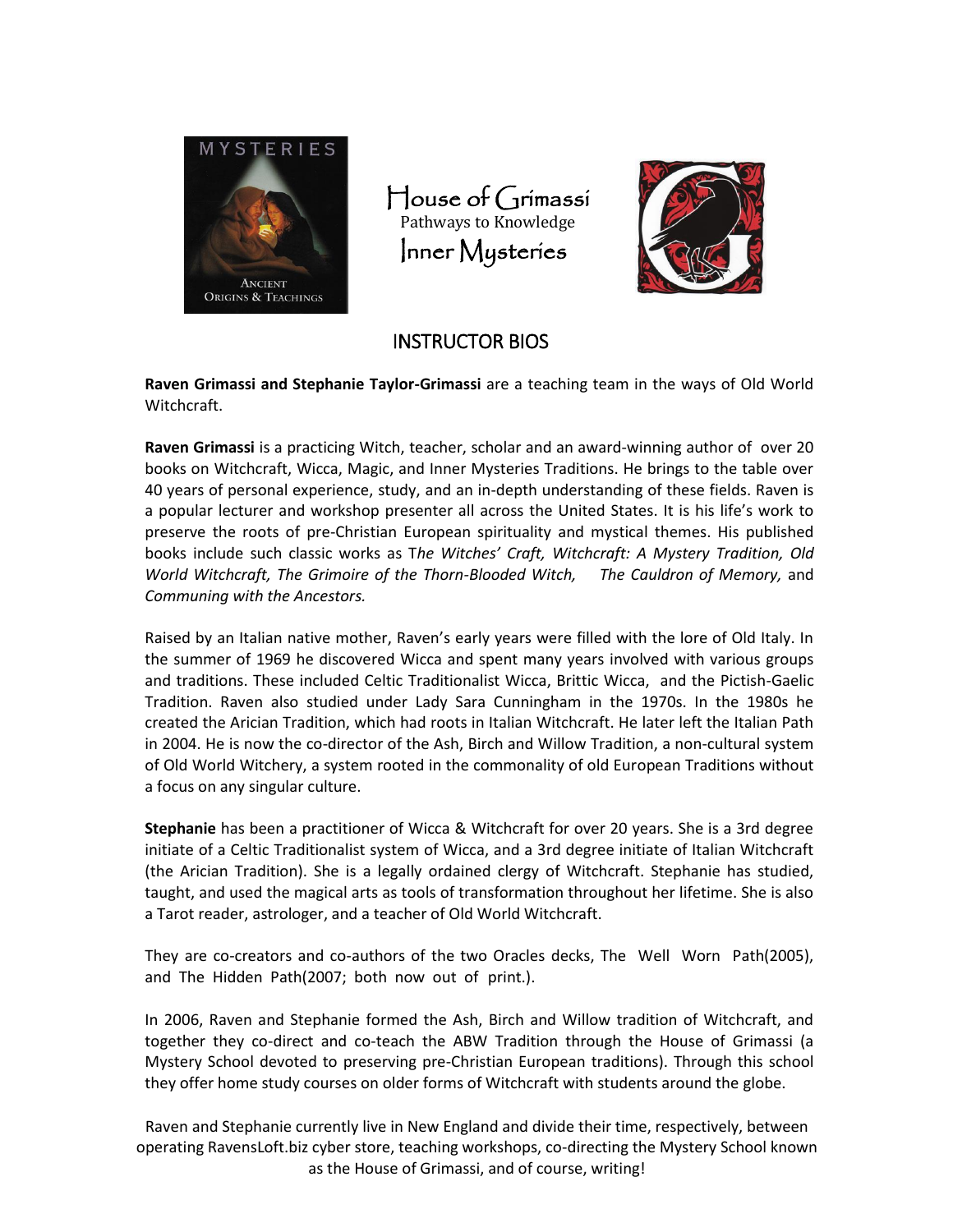House of Grimassi

Pathways to Knowledge

Inner Mysteries

## INSTRUCTOR BIOS

**Raven Grimassi and Stephanie Taylor-Grimassi** are a teaching team in the ways of Old World Witchcraft.

**Raven Grimassi** is a practicing Witch, teacher, scholar and an award-winning author of over 20 books on Witchcraft, Wicca, Magic, and Inner Mysteries Traditions. He brings to the table over 40 years of personal experience, study, and an in-depth understanding of these fields. Raven is a popular lecturer and workshop presenter all across the United States. It is his life's work to preserve the roots of pre-Christian European spirituality and mystical themes. His published books include such classic works as T*he Witches' Craft, Witchcraft: A Mystery Tradition, Old World Witchcraft, The Grimoire of the Thorn-Blooded Witch, The Cauldron of Memory,* and *Communing with the Ancestors.*

Raised by an Italian native mother, Raven's early years were filled with the lore of Old Italy. In the summer of 1969 he discovered Wicca and spent many years involved with various groups and traditions. These included Celtic Traditionalist Wicca, Brittic Wicca, and the Pictish-Gaelic Tradition. Raven also studied under Lady Sara Cunningham in the 1970s. In the 1980s he created the Arician Tradition, which had roots in Italian Witchcraft. He later left the Italian Path in 2004. He is now the co-director of the Ash, Birch and Willow Tradition, a non-cultural system of Old World Witchery, a system rooted in the commonality of old European Traditions without a focus on any singular culture.

**Stephanie** has been a practitioner of Wicca & Witchcraft for over 20 years. She is a 3rd degree initiate of a Celtic Traditionalist system of Wicca, and a 3rd degree initiate of Italian Witchcraft (the Arician Tradition). She is a legally ordained clergy of Witchcraft. Stephanie has studied, taught, and used the magical arts as tools of transformation throughout her lifetime. She is also a Tarot reader, astrologer, and a teacher of Old World Witchcraft.

They are co-creators and co-authors of the two Oracles decks, The Well Worn Path(2005), and The Hidden Path(2007; both now out of print.).

In 2006, Raven and Stephanie formed the Ash, Birch and Willow tradition of Witchcraft, and together they co-direct and co-teach the ABW Tradition through the House of Grimassi (a Mystery School devoted to preserving pre-Christian European traditions). Through this school they offer home study courses on older forms of Witchcraft with students around the globe.

Raven and Stephanie currently live in New England and divide their time, respectively, between operating RavensLoft.biz cyber store, teaching workshops, co-directing the Mystery School known as the House of Grimassi, and of course, writing!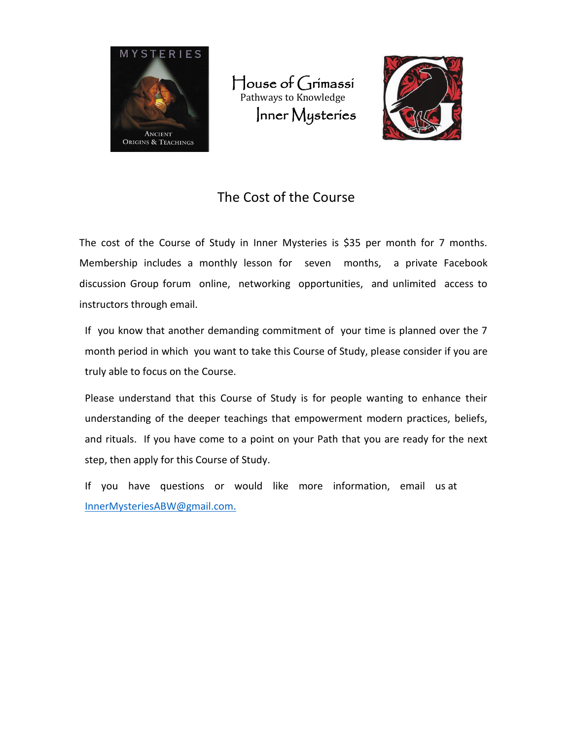House of Grimassi
Pathways to Knowledge
Inner Mysteries

## The Cost of the Course

The cost of the Course of Study in Inner Mysteries is $35 per month for 7 months. Membership includes a monthly lesson for seven months, a private Facebook discussion Group forum online, networking opportunities, and unlimited access to instructors through email.

If you know that another demanding commitment of your time is planned over the 7 month period in which you want to take this Course of Study, please consider if you are truly able to focus on the Course.

Please understand that this Course of Study is for people wanting to enhance their understanding of the deeper teachings that empowerment modern practices, beliefs, and rituals. If you have come to a point on your Path that you are ready for the next step, then apply for this Course of Study.

If you have questions or would like more information, email us at InnerMysteriesABW@gmail.com.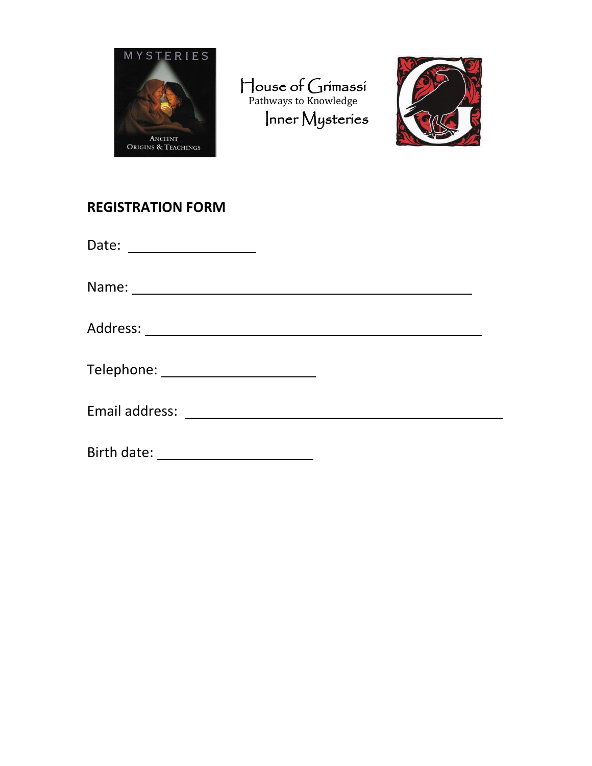House of Grimassi
Pathways to Knowledge
Inner Mysteries

## REGISTRATION FORM

Date: ____________________

Name: ________________________________________________

Address: ______________________________________________

Telephone: ______________________

Email address: _____________________________________________

Birth date: ______________________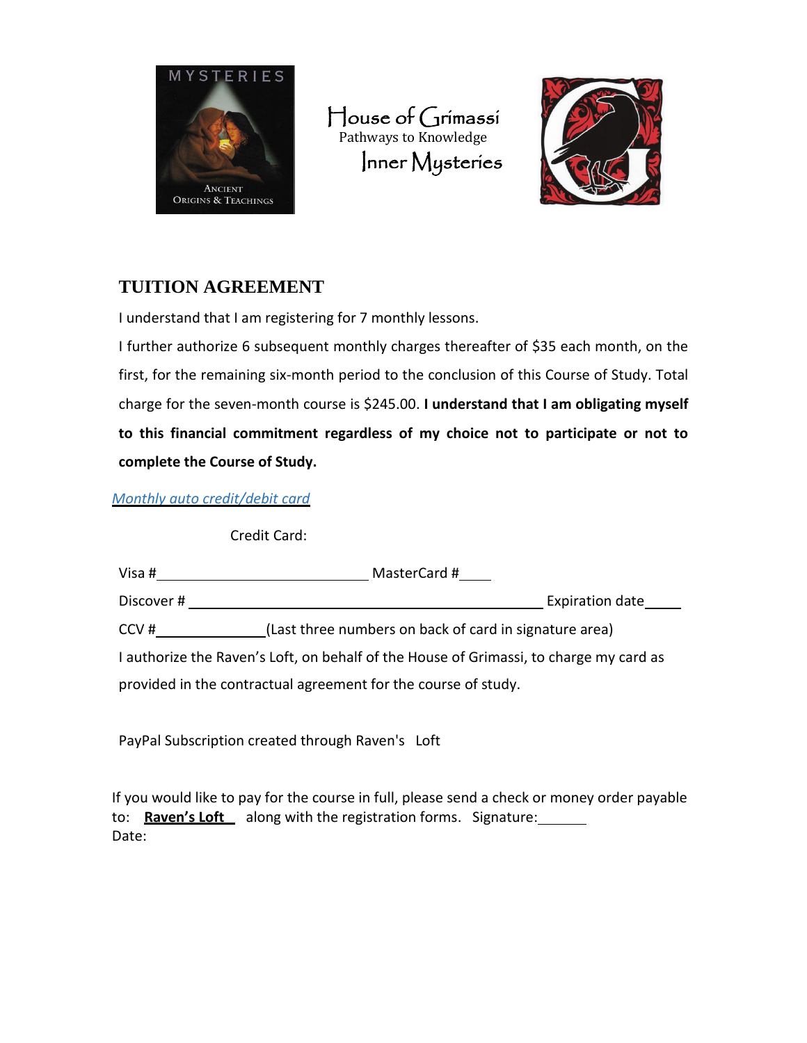House of Grimassi
Pathways to Knowledge
Inner Mysteries

## TUITION AGREEMENT

I understand that I am registering for 7 monthly lessons.

I further authorize 6 subsequent monthly charges thereafter of $35 each month, on the first, for the remaining six-month period to the conclusion of this Course of Study. Total charge for the seven-month course is $245.00. **I understand that I am obligating myself to this financial commitment regardless of my choice not to participate or not to complete the Course of Study.**

*Monthly auto credit/debit card*

Credit Card:

Visa #\_\_\_\_\_\_\_\_\_\_\_\_\_\_\_\_\_\_\_\_\_\_\_\_\_\_\_\_ MasterCard #\_\_\_\_

Discover # \_\_\_\_\_\_\_\_\_\_\_\_\_\_\_\_\_\_\_\_\_\_\_\_\_\_\_\_\_\_\_\_\_\_\_\_\_\_\_\_\_\_\_\_\_\_ Expiration date\_\_\_\_\_

CCV #\_\_\_\_\_\_\_\_\_\_\_\_\_\_(Last three numbers on back of card in signature area)

I authorize the Raven's Loft, on behalf of the House of Grimassi, to charge my card as provided in the contractual agreement for the course of study.

PayPal Subscription created through Raven's Loft

If you would like to pay for the course in full, please send a check or money order payable to: **Raven's Loft** along with the registration forms. Signature:\_\_\_\_\_\_
Date: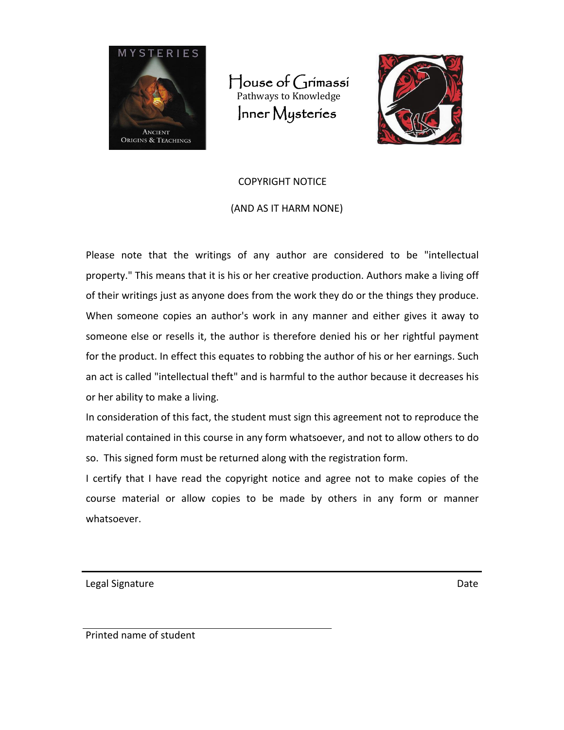House of Grimassi
Pathways to Knowledge
Inner Mysteries

## COPYRIGHT NOTICE

## (AND AS IT HARM NONE)

Please note that the writings of any author are considered to be "intellectual property." This means that it is his or her creative production. Authors make a living off of their writings just as anyone does from the work they do or the things they produce. When someone copies an author's work in any manner and either gives it away to someone else or resells it, the author is therefore denied his or her rightful payment for the product. In effect this equates to robbing the author of his or her earnings. Such an act is called "intellectual theft" and is harmful to the author because it decreases his or her ability to make a living.

In consideration of this fact, the student must sign this agreement not to reproduce the material contained in this course in any form whatsoever, and not to allow others to do so. This signed form must be returned along with the registration form.

I certify that I have read the copyright notice and agree not to make copies of the course material or allow copies to be made by others in any form or manner whatsoever.

---

Legal Signature                                                                                                    Date

---

Printed name of student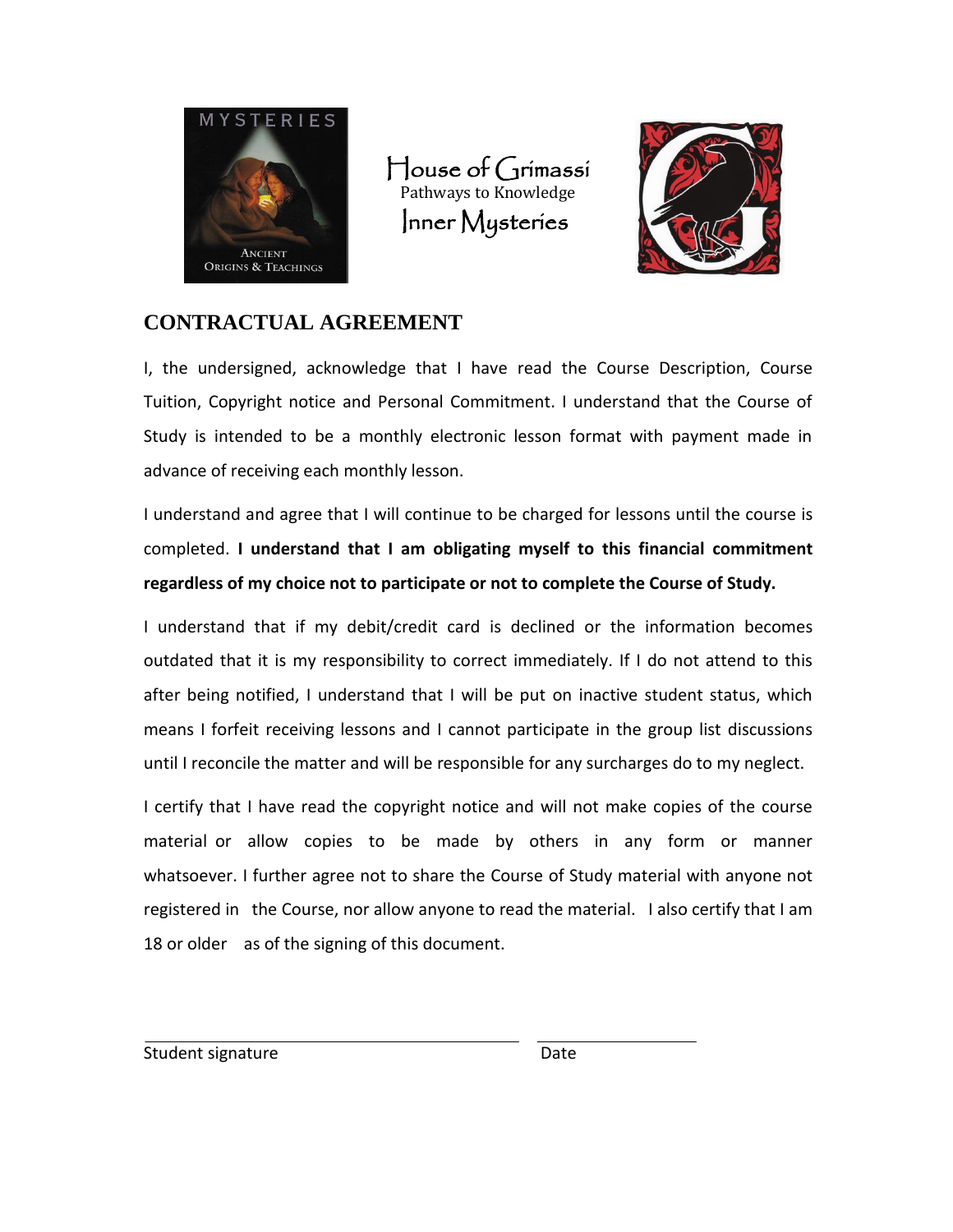House of Grimassi
Pathways to Knowledge
Inner Mysteries

## CONTRACTUAL AGREEMENT

I, the undersigned, acknowledge that I have read the Course Description, Course Tuition, Copyright notice and Personal Commitment. I understand that the Course of Study is intended to be a monthly electronic lesson format with payment made in advance of receiving each monthly lesson.

I understand and agree that I will continue to be charged for lessons until the course is completed. **I understand that I am obligating myself to this financial commitment regardless of my choice not to participate or not to complete the Course of Study.**

I understand that if my debit/credit card is declined or the information becomes outdated that it is my responsibility to correct immediately. If I do not attend to this after being notified, I understand that I will be put on inactive student status, which means I forfeit receiving lessons and I cannot participate in the group list discussions until I reconcile the matter and will be responsible for any surcharges do to my neglect.

I certify that I have read the copyright notice and will not make copies of the course material or allow copies to be made by others in any form or manner whatsoever. I further agree not to share the Course of Study material with anyone not registered in the Course, nor allow anyone to read the material. I also certify that I am 18 or older as of the signing of this document.

Student signature _______________________ Date _____________